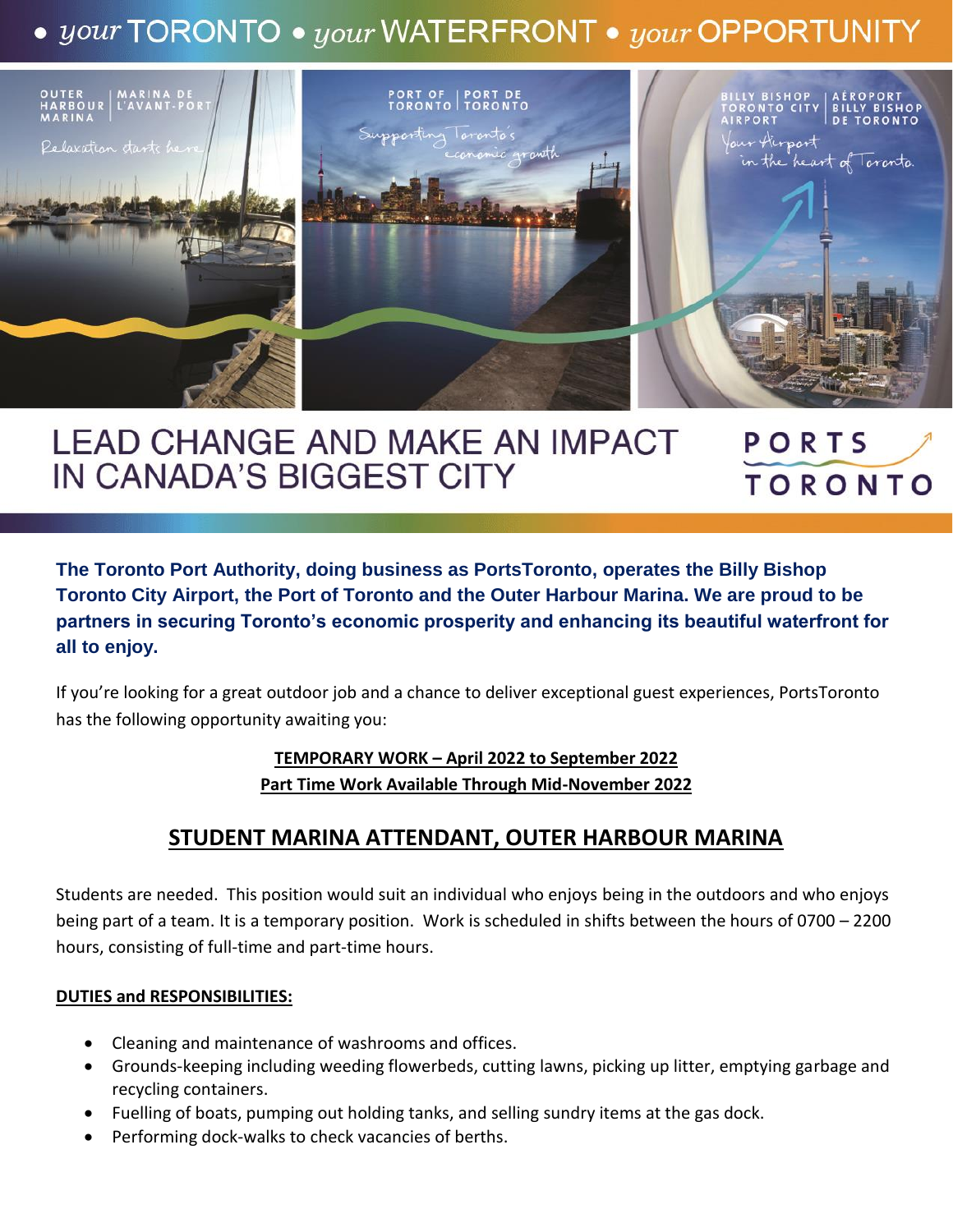• *your* TORONTO • *your* WATERFRONT • *your* OPPORTUNITY

# LEAD CHANGE AND MAKE AN IMPACT IN CANADA'S BIGGEST CITY

PORTS TORONTO

**The Toronto Port Authority, doing business as PortsToronto, operates the Billy Bishop Toronto City Airport, the Port of Toronto and the Outer Harbour Marina. We are proud to be partners in securing Toronto's economic prosperity and enhancing its beautiful waterfront for all to enjoy.**

If you're looking for a great outdoor job and a chance to deliver exceptional guest experiences, PortsToronto has the following opportunity awaiting you:

**TEMPORARY WORK – April 2022 to September 2022**
**Part Time Work Available Through Mid-November 2022**

## STUDENT MARINA ATTENDANT, OUTER HARBOUR MARINA

Students are needed. This position would suit an individual who enjoys being in the outdoors and who enjoys being part of a team. It is a temporary position. Work is scheduled in shifts between the hours of 0700 – 2200 hours, consisting of full-time and part-time hours.

**DUTIES and RESPONSIBILITIES:**

- Cleaning and maintenance of washrooms and offices.
- Grounds-keeping including weeding flowerbeds, cutting lawns, picking up litter, emptying garbage and recycling containers.
- Fuelling of boats, pumping out holding tanks, and selling sundry items at the gas dock.
- Performing dock-walks to check vacancies of berths.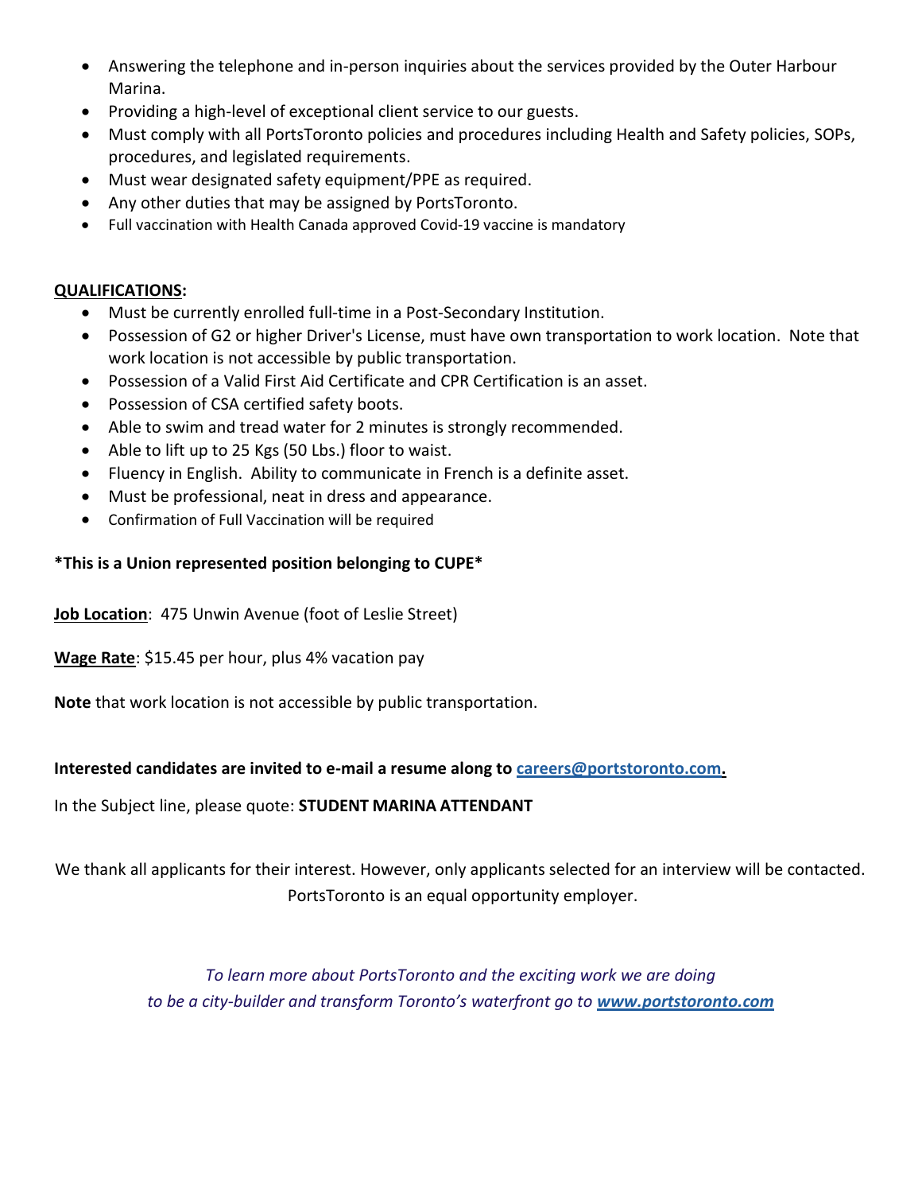- Answering the telephone and in-person inquiries about the services provided by the Outer Harbour Marina.
- Providing a high-level of exceptional client service to our guests.
- Must comply with all PortsToronto policies and procedures including Health and Safety policies, SOPs, procedures, and legislated requirements.
- Must wear designated safety equipment/PPE as required.
- Any other duties that may be assigned by PortsToronto.
- Full vaccination with Health Canada approved Covid-19 vaccine is mandatory

**QUALIFICATIONS:**

- Must be currently enrolled full-time in a Post-Secondary Institution.
- Possession of G2 or higher Driver's License, must have own transportation to work location. Note that work location is not accessible by public transportation.
- Possession of a Valid First Aid Certificate and CPR Certification is an asset.
- Possession of CSA certified safety boots.
- Able to swim and tread water for 2 minutes is strongly recommended.
- Able to lift up to 25 Kgs (50 Lbs.) floor to waist.
- Fluency in English. Ability to communicate in French is a definite asset.
- Must be professional, neat in dress and appearance.
- Confirmation of Full Vaccination will be required

**\*This is a Union represented position belonging to CUPE\***

**Job Location**: 475 Unwin Avenue (foot of Leslie Street)

**Wage Rate**: $15.45 per hour, plus 4% vacation pay

**Note** that work location is not accessible by public transportation.

**Interested candidates are invited to e-mail a resume along to careers@portstoronto.com.**

In the Subject line, please quote: **STUDENT MARINA ATTENDANT**

We thank all applicants for their interest. However, only applicants selected for an interview will be contacted. PortsToronto is an equal opportunity employer.

*To learn more about PortsToronto and the exciting work we are doing to be a city-builder and transform Toronto's waterfront go to **www.portstoronto.com***